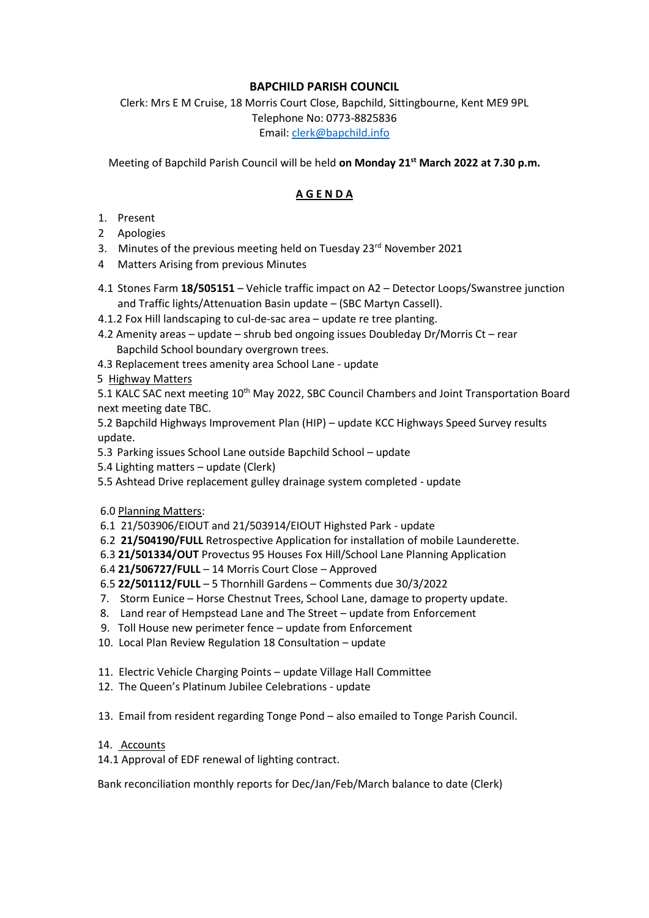# BAPCHILD PARISH COUNCIL

Clerk: Mrs E M Cruise, 18 Morris Court Close, Bapchild, Sittingbourne, Kent ME9 9PL
Telephone No: 0773-8825836
Email: clerk@bapchild.info

Meeting of Bapchild Parish Council will be held **on Monday 21st March 2022 at 7.30 p.m.**

## A G E N D A

1. Present
2. Apologies
3. Minutes of the previous meeting held on Tuesday 23rd November 2021
4. Matters Arising from previous Minutes

4.1 Stones Farm **18/505151** – Vehicle traffic impact on A2 – Detector Loops/Swanstree junction and Traffic lights/Attenuation Basin update – (SBC Martyn Cassell).
4.1.2 Fox Hill landscaping to cul-de-sac area – update re tree planting.
4.2 Amenity areas – update – shrub bed ongoing issues Doubleday Dr/Morris Ct – rear Bapchild School boundary overgrown trees.
4.3 Replacement trees amenity area School Lane - update

5 Highway Matters

5.1 KALC SAC next meeting 10th May 2022, SBC Council Chambers and Joint Transportation Board next meeting date TBC.
5.2 Bapchild Highways Improvement Plan (HIP) – update KCC Highways Speed Survey results update.
5.3 Parking issues School Lane outside Bapchild School – update
5.4 Lighting matters – update (Clerk)
5.5 Ashtead Drive replacement gulley drainage system completed - update

6.0 Planning Matters:

6.1 21/503906/EIOUT and 21/503914/EIOUT Highsted Park - update
6.2 **21/504190/FULL** Retrospective Application for installation of mobile Launderette.
6.3 **21/501334/OUT** Provectus 95 Houses Fox Hill/School Lane Planning Application
6.4 **21/506727/FULL** – 14 Morris Court Close – Approved
6.5 **22/501112/FULL** – 5 Thornhill Gardens – Comments due 30/3/2022

7. Storm Eunice – Horse Chestnut Trees, School Lane, damage to property update.
8. Land rear of Hempstead Lane and The Street – update from Enforcement
9. Toll House new perimeter fence – update from Enforcement
10. Local Plan Review Regulation 18 Consultation – update
11. Electric Vehicle Charging Points – update Village Hall Committee
12. The Queen's Platinum Jubilee Celebrations - update
13. Email from resident regarding Tonge Pond – also emailed to Tonge Parish Council.
14. Accounts

14.1 Approval of EDF renewal of lighting contract.

Bank reconciliation monthly reports for Dec/Jan/Feb/March balance to date (Clerk)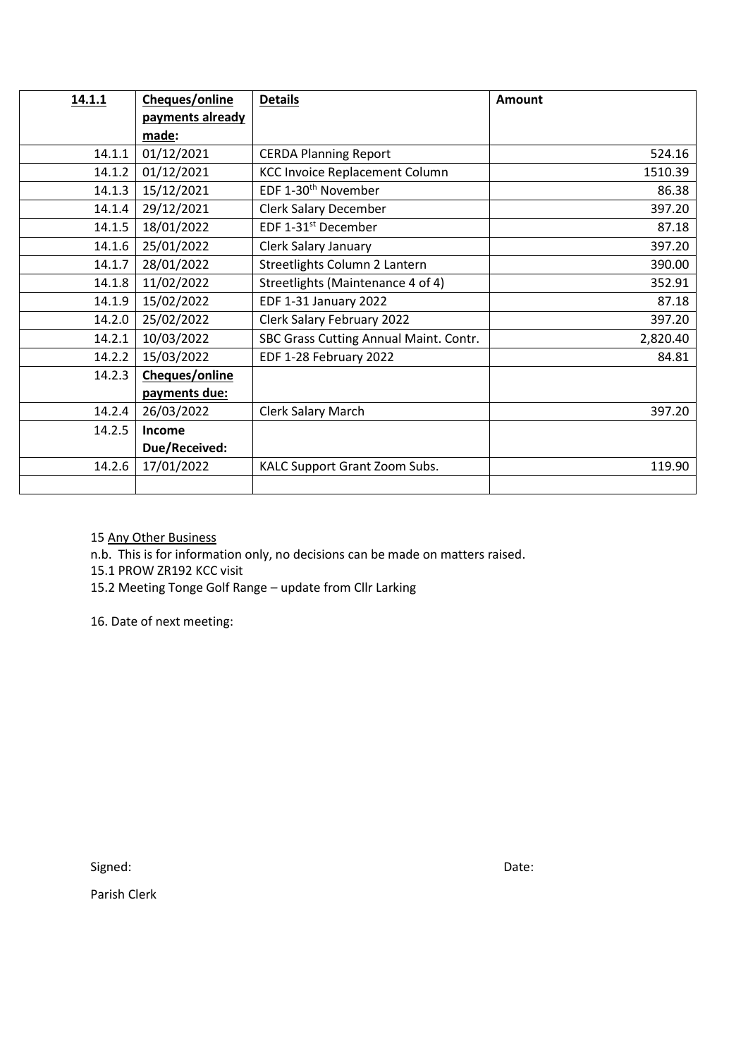| **14.1.1** | **Cheques/online payments already made:** | **Details** | **Amount** |
|---|---|---|---|
| 14.1.1 | 01/12/2021 | CERDA Planning Report | 524.16 |
| 14.1.2 | 01/12/2021 | KCC Invoice Replacement Column | 1510.39 |
| 14.1.3 | 15/12/2021 | EDF 1-30th November | 86.38 |
| 14.1.4 | 29/12/2021 | Clerk Salary December | 397.20 |
| 14.1.5 | 18/01/2022 | EDF 1-31st December | 87.18 |
| 14.1.6 | 25/01/2022 | Clerk Salary January | 397.20 |
| 14.1.7 | 28/01/2022 | Streetlights Column 2 Lantern | 390.00 |
| 14.1.8 | 11/02/2022 | Streetlights (Maintenance 4 of 4) | 352.91 |
| 14.1.9 | 15/02/2022 | EDF 1-31 January 2022 | 87.18 |
| 14.2.0 | 25/02/2022 | Clerk Salary February 2022 | 397.20 |
| 14.2.1 | 10/03/2022 | SBC Grass Cutting Annual Maint. Contr. | 2,820.40 |
| 14.2.2 | 15/03/2022 | EDF 1-28 February 2022 | 84.81 |
| 14.2.3 | **Cheques/online payments due:** | | |
| 14.2.4 | 26/03/2022 | Clerk Salary March | 397.20 |
| 14.2.5 | **Income Due/Received:** | | |
| 14.2.6 | 17/01/2022 | KALC Support Grant Zoom Subs. | 119.90 |
| | | | |

15 Any Other Business

n.b. This is for information only, no decisions can be made on matters raised.

15.1 PROW ZR192 KCC visit

15.2 Meeting Tonge Golf Range – update from Cllr Larking

16. Date of next meeting:

Signed: Date:

Parish Clerk